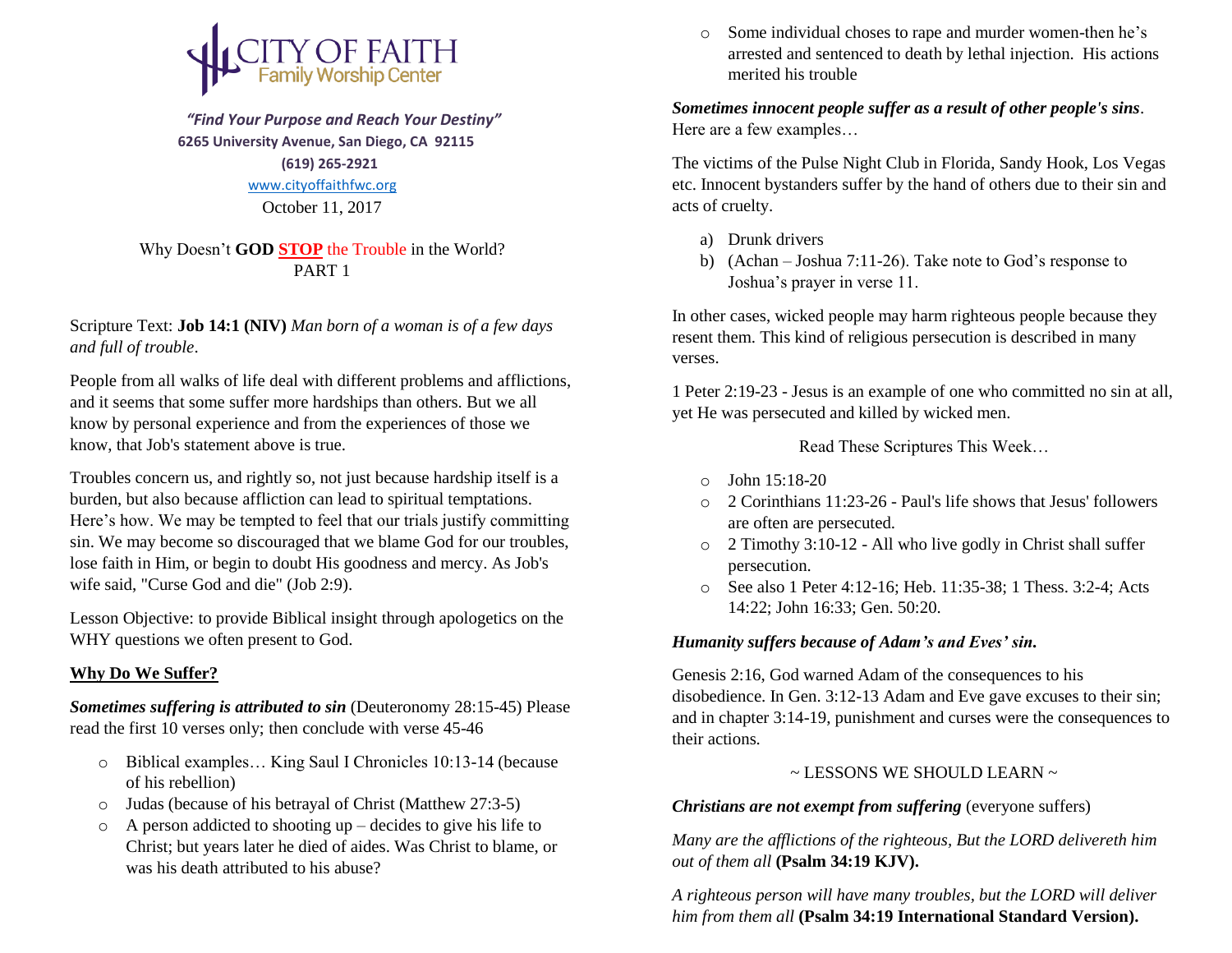# CITY OF FAITH
## Family Worship Center

*"Find Your Purpose and Reach Your Destiny"*
**6265 University Avenue, San Diego, CA 92115**
**(619) 265-2921**
www.cityoffaithfwc.org
October 11, 2017

Why Doesn't **GOD** **STOP** the Trouble in the World?
PART 1

Scripture Text: **Job 14:1 (NIV)** *Man born of a woman is of a few days and full of trouble*.

People from all walks of life deal with different problems and afflictions, and it seems that some suffer more hardships than others. But we all know by personal experience and from the experiences of those we know, that Job's statement above is true.

Troubles concern us, and rightly so, not just because hardship itself is a burden, but also because affliction can lead to spiritual temptations. Here's how. We may be tempted to feel that our trials justify committing sin. We may become so discouraged that we blame God for our troubles, lose faith in Him, or begin to doubt His goodness and mercy. As Job's wife said, "Curse God and die" (Job 2:9).

Lesson Objective: to provide Biblical insight through apologetics on the WHY questions we often present to God.

**Why Do We Suffer?**

***Sometimes suffering is attributed to sin*** (Deuteronomy 28:15-45) Please read the first 10 verses only; then conclude with verse 45-46

- Biblical examples… King Saul I Chronicles 10:13-14 (because of his rebellion)
- Judas (because of his betrayal of Christ (Matthew 27:3-5)
- A person addicted to shooting up – decides to give his life to Christ; but years later he died of aides. Was Christ to blame, or was his death attributed to his abuse?
- Some individual choses to rape and murder women-then he's arrested and sentenced to death by lethal injection. His actions merited his trouble

***Sometimes innocent people suffer as a result of other people's sins***. Here are a few examples…

The victims of the Pulse Night Club in Florida, Sandy Hook, Los Vegas etc. Innocent bystanders suffer by the hand of others due to their sin and acts of cruelty.

a) Drunk drivers
b) (Achan – Joshua 7:11-26). Take note to God's response to Joshua's prayer in verse 11.

In other cases, wicked people may harm righteous people because they resent them. This kind of religious persecution is described in many verses.

1 Peter 2:19-23 - Jesus is an example of one who committed no sin at all, yet He was persecuted and killed by wicked men.

Read These Scriptures This Week…

- John 15:18-20
- 2 Corinthians 11:23-26 - Paul's life shows that Jesus' followers are often are persecuted.
- 2 Timothy 3:10-12 - All who live godly in Christ shall suffer persecution.
- See also 1 Peter 4:12-16; Heb. 11:35-38; 1 Thess. 3:2-4; Acts 14:22; John 16:33; Gen. 50:20.

***Humanity suffers because of Adam's and Eves' sin.***

Genesis 2:16, God warned Adam of the consequences to his disobedience. In Gen. 3:12-13 Adam and Eve gave excuses to their sin; and in chapter 3:14-19, punishment and curses were the consequences to their actions.

~ LESSONS WE SHOULD LEARN ~

***Christians are not exempt from suffering*** (everyone suffers)

*Many are the afflictions of the righteous, But the LORD delivereth him out of them all* **(Psalm 34:19 KJV).**

*A righteous person will have many troubles, but the LORD will deliver him from them all* **(Psalm 34:19 International Standard Version).**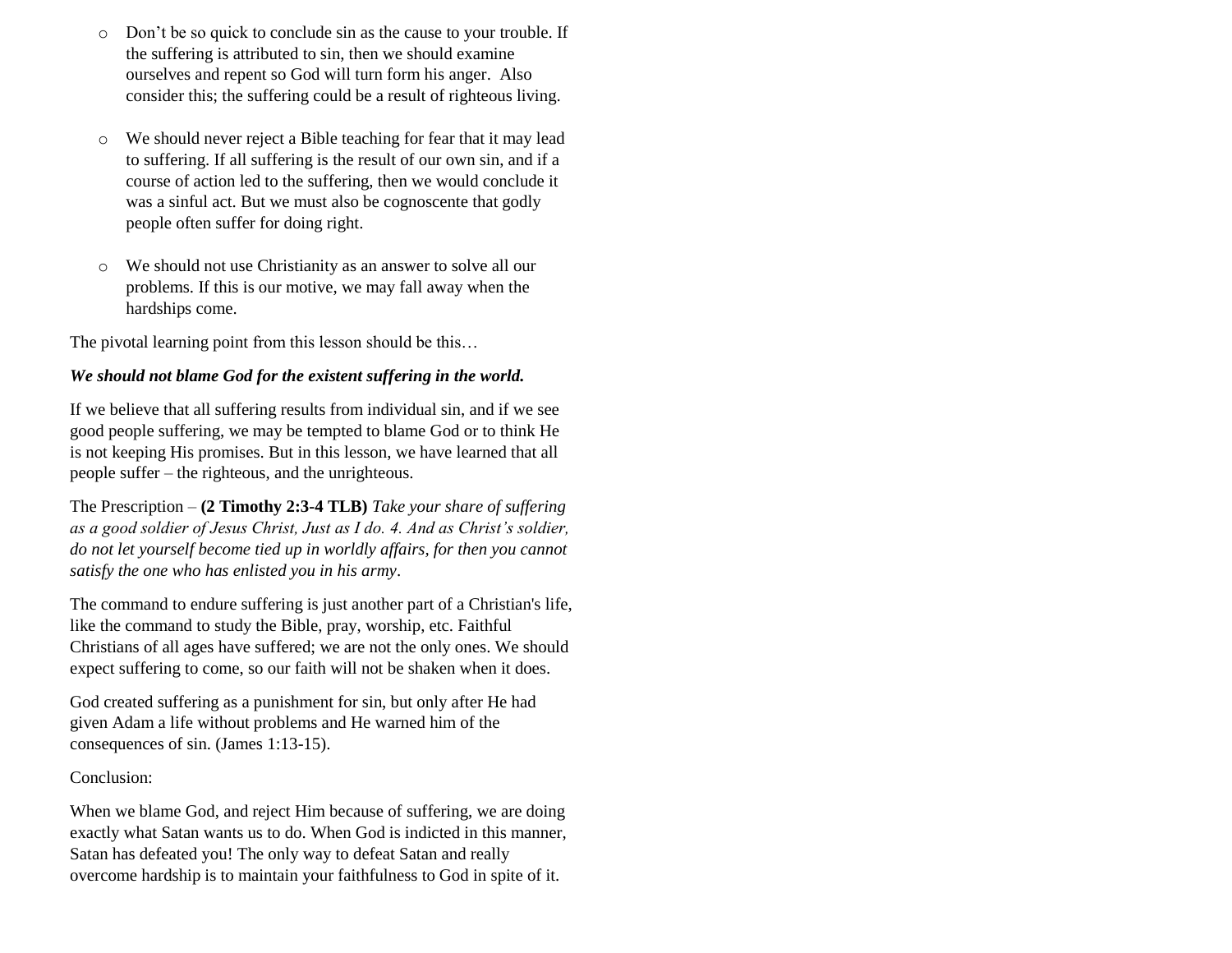- Don't be so quick to conclude sin as the cause to your trouble. If the suffering is attributed to sin, then we should examine ourselves and repent so God will turn form his anger. Also consider this; the suffering could be a result of righteous living.

- We should never reject a Bible teaching for fear that it may lead to suffering. If all suffering is the result of our own sin, and if a course of action led to the suffering, then we would conclude it was a sinful act. But we must also be cognoscente that godly people often suffer for doing right.

- We should not use Christianity as an answer to solve all our problems. If this is our motive, we may fall away when the hardships come.

The pivotal learning point from this lesson should be this…

***We should not blame God for the existent suffering in the world.***

If we believe that all suffering results from individual sin, and if we see good people suffering, we may be tempted to blame God or to think He is not keeping His promises. But in this lesson, we have learned that all people suffer – the righteous, and the unrighteous.

The Prescription – **(2 Timothy 2:3-4 TLB)** *Take your share of suffering as a good soldier of Jesus Christ, Just as I do. 4. And as Christ's soldier, do not let yourself become tied up in worldly affairs, for then you cannot satisfy the one who has enlisted you in his army*.

The command to endure suffering is just another part of a Christian's life, like the command to study the Bible, pray, worship, etc. Faithful Christians of all ages have suffered; we are not the only ones. We should expect suffering to come, so our faith will not be shaken when it does.

God created suffering as a punishment for sin, but only after He had given Adam a life without problems and He warned him of the consequences of sin. (James 1:13-15).

Conclusion:

When we blame God, and reject Him because of suffering, we are doing exactly what Satan wants us to do. When God is indicted in this manner, Satan has defeated you! The only way to defeat Satan and really overcome hardship is to maintain your faithfulness to God in spite of it.